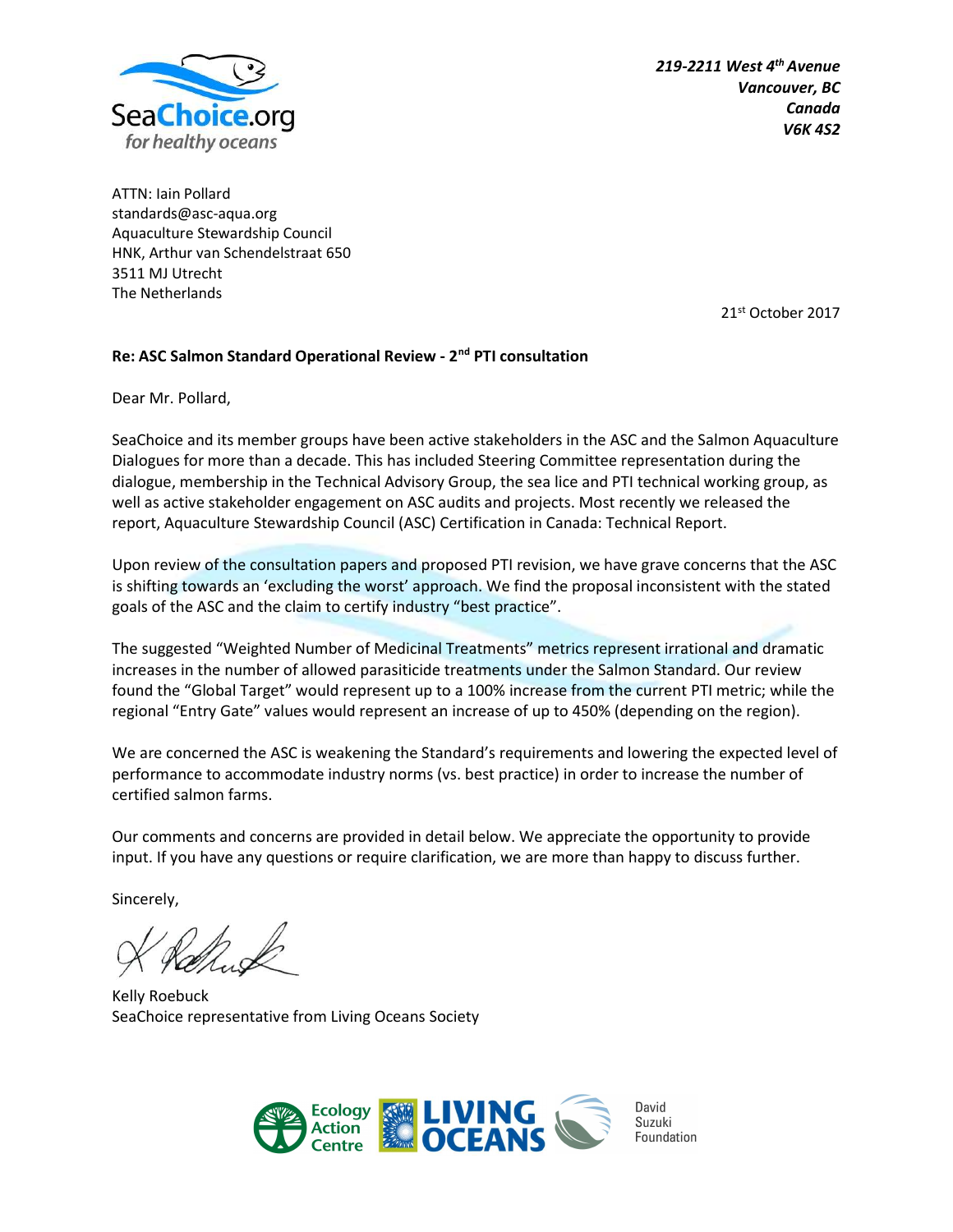SeaChoice.org
*for healthy oceans*

***219-2211 West 4th Avenue***
***Vancouver, BC***
***Canada***
***V6K 4S2***

ATTN: Iain Pollard
standards@asc-aqua.org
Aquaculture Stewardship Council
HNK, Arthur van Schendelstraat 650
3511 MJ Utrecht
The Netherlands

21st October 2017

**Re: ASC Salmon Standard Operational Review - 2nd PTI consultation**

Dear Mr. Pollard,

SeaChoice and its member groups have been active stakeholders in the ASC and the Salmon Aquaculture Dialogues for more than a decade. This has included Steering Committee representation during the dialogue, membership in the Technical Advisory Group, the sea lice and PTI technical working group, as well as active stakeholder engagement on ASC audits and projects. Most recently we released the report, Aquaculture Stewardship Council (ASC) Certification in Canada: Technical Report.

Upon review of the consultation papers and proposed PTI revision, we have grave concerns that the ASC is shifting towards an 'excluding the worst' approach. We find the proposal inconsistent with the stated goals of the ASC and the claim to certify industry "best practice".

The suggested "Weighted Number of Medicinal Treatments" metrics represent irrational and dramatic increases in the number of allowed parasiticide treatments under the Salmon Standard. Our review found the "Global Target" would represent up to a 100% increase from the current PTI metric; while the regional "Entry Gate" values would represent an increase of up to 450% (depending on the region).

We are concerned the ASC is weakening the Standard's requirements and lowering the expected level of performance to accommodate industry norms (vs. best practice) in order to increase the number of certified salmon farms.

Our comments and concerns are provided in detail below. We appreciate the opportunity to provide input. If you have any questions or require clarification, we are more than happy to discuss further.

Sincerely,

Kelly Roebuck
SeaChoice representative from Living Oceans Society

Ecology Action Centre | Living Oceans | David Suzuki Foundation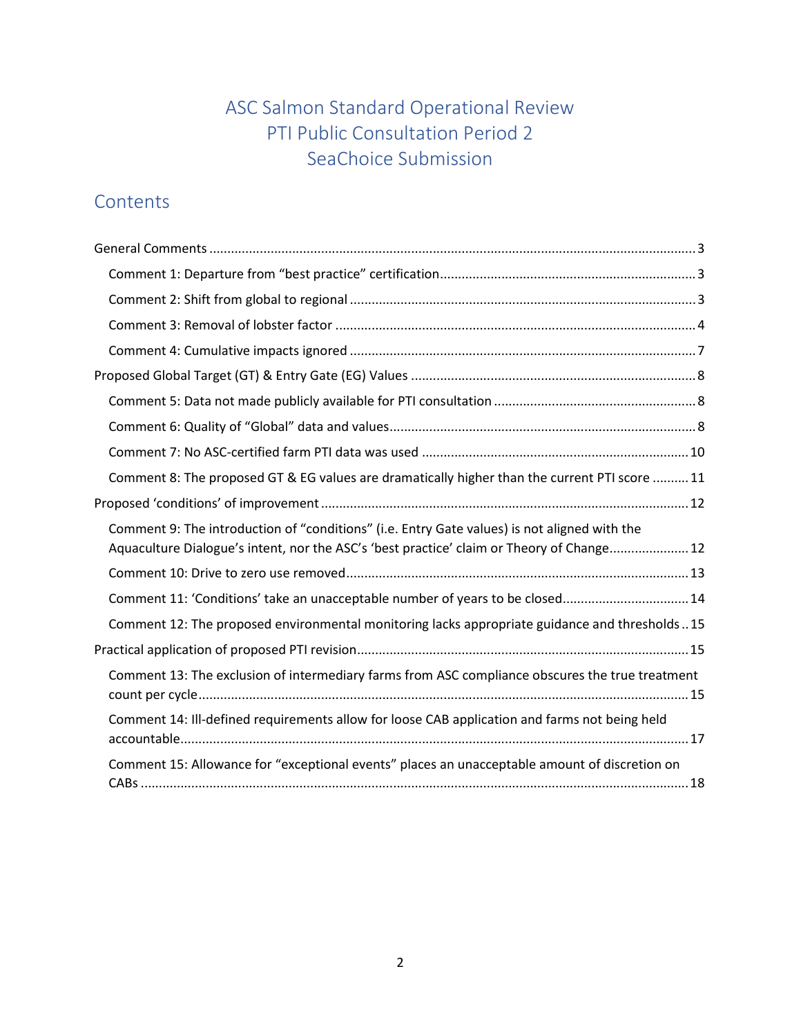# ASC Salmon Standard Operational Review
# PTI Public Consultation Period 2
# SeaChoice Submission

## Contents

General Comments ..... 3

- Comment 1: Departure from "best practice" certification ..... 3
- Comment 2: Shift from global to regional ..... 3
- Comment 3: Removal of lobster factor ..... 4
- Comment 4: Cumulative impacts ignored ..... 7

Proposed Global Target (GT) & Entry Gate (EG) Values ..... 8

- Comment 5: Data not made publicly available for PTI consultation ..... 8
- Comment 6: Quality of "Global" data and values ..... 8
- Comment 7: No ASC-certified farm PTI data was used ..... 10
- Comment 8: The proposed GT & EG values are dramatically higher than the current PTI score ..... 11

Proposed 'conditions' of improvement ..... 12

- Comment 9: The introduction of "conditions" (i.e. Entry Gate values) is not aligned with the Aquaculture Dialogue's intent, nor the ASC's 'best practice' claim or Theory of Change ..... 12
- Comment 10: Drive to zero use removed ..... 13
- Comment 11: 'Conditions' take an unacceptable number of years to be closed ..... 14
- Comment 12: The proposed environmental monitoring lacks appropriate guidance and thresholds ..... 15

Practical application of proposed PTI revision ..... 15

- Comment 13: The exclusion of intermediary farms from ASC compliance obscures the true treatment count per cycle ..... 15
- Comment 14: Ill-defined requirements allow for loose CAB application and farms not being held accountable ..... 17
- Comment 15: Allowance for "exceptional events" places an unacceptable amount of discretion on CABs ..... 18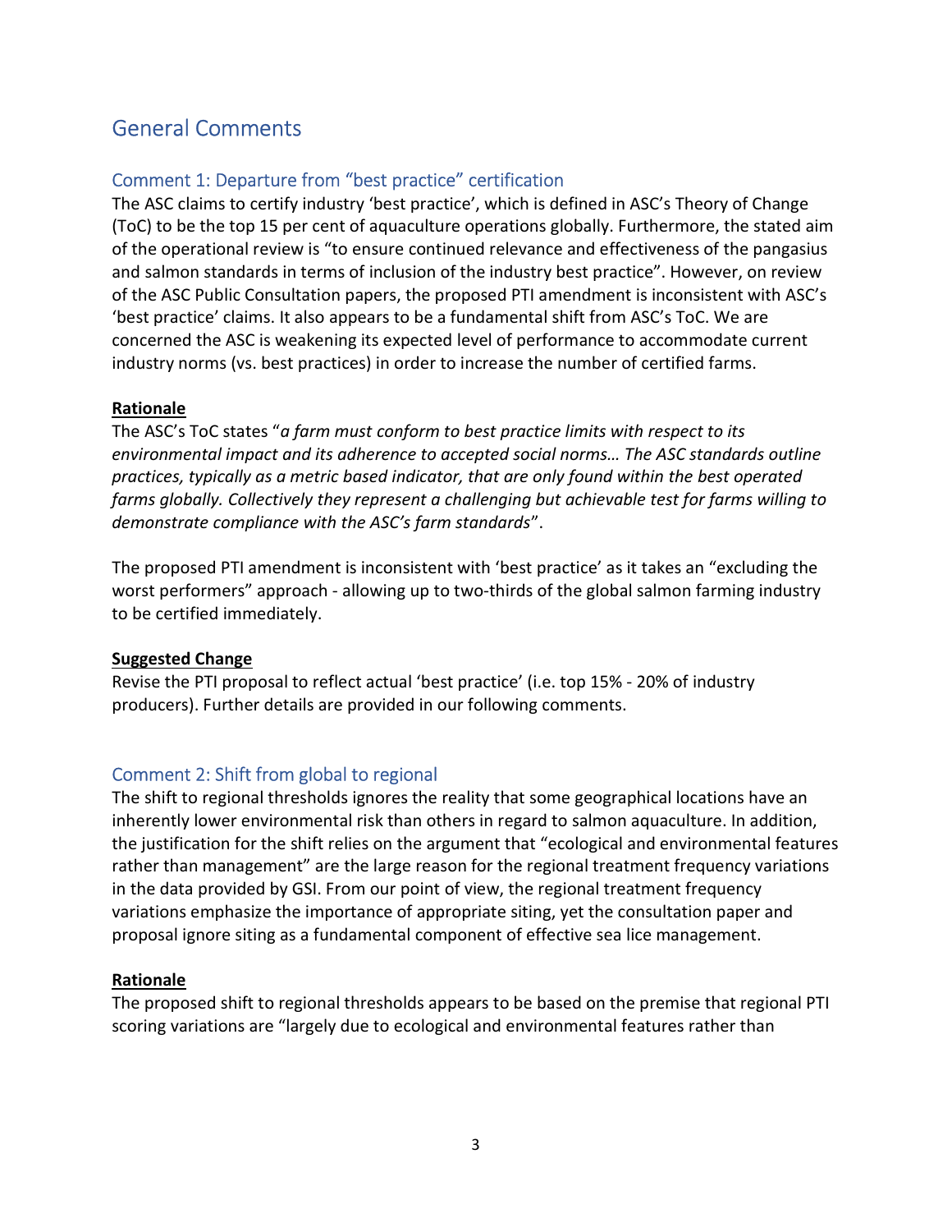# General Comments

## Comment 1: Departure from "best practice" certification

The ASC claims to certify industry 'best practice', which is defined in ASC's Theory of Change (ToC) to be the top 15 per cent of aquaculture operations globally. Furthermore, the stated aim of the operational review is "to ensure continued relevance and effectiveness of the pangasius and salmon standards in terms of inclusion of the industry best practice". However, on review of the ASC Public Consultation papers, the proposed PTI amendment is inconsistent with ASC's 'best practice' claims. It also appears to be a fundamental shift from ASC's ToC. We are concerned the ASC is weakening its expected level of performance to accommodate current industry norms (vs. best practices) in order to increase the number of certified farms.

**Rationale**

The ASC's ToC states "*a farm must conform to best practice limits with respect to its environmental impact and its adherence to accepted social norms… The ASC standards outline practices, typically as a metric based indicator, that are only found within the best operated farms globally. Collectively they represent a challenging but achievable test for farms willing to demonstrate compliance with the ASC's farm standards*".

The proposed PTI amendment is inconsistent with 'best practice' as it takes an "excluding the worst performers" approach - allowing up to two-thirds of the global salmon farming industry to be certified immediately.

**Suggested Change**

Revise the PTI proposal to reflect actual 'best practice' (i.e. top 15% - 20% of industry producers). Further details are provided in our following comments.

## Comment 2: Shift from global to regional

The shift to regional thresholds ignores the reality that some geographical locations have an inherently lower environmental risk than others in regard to salmon aquaculture. In addition, the justification for the shift relies on the argument that "ecological and environmental features rather than management" are the large reason for the regional treatment frequency variations in the data provided by GSI. From our point of view, the regional treatment frequency variations emphasize the importance of appropriate siting, yet the consultation paper and proposal ignore siting as a fundamental component of effective sea lice management.

**Rationale**

The proposed shift to regional thresholds appears to be based on the premise that regional PTI scoring variations are "largely due to ecological and environmental features rather than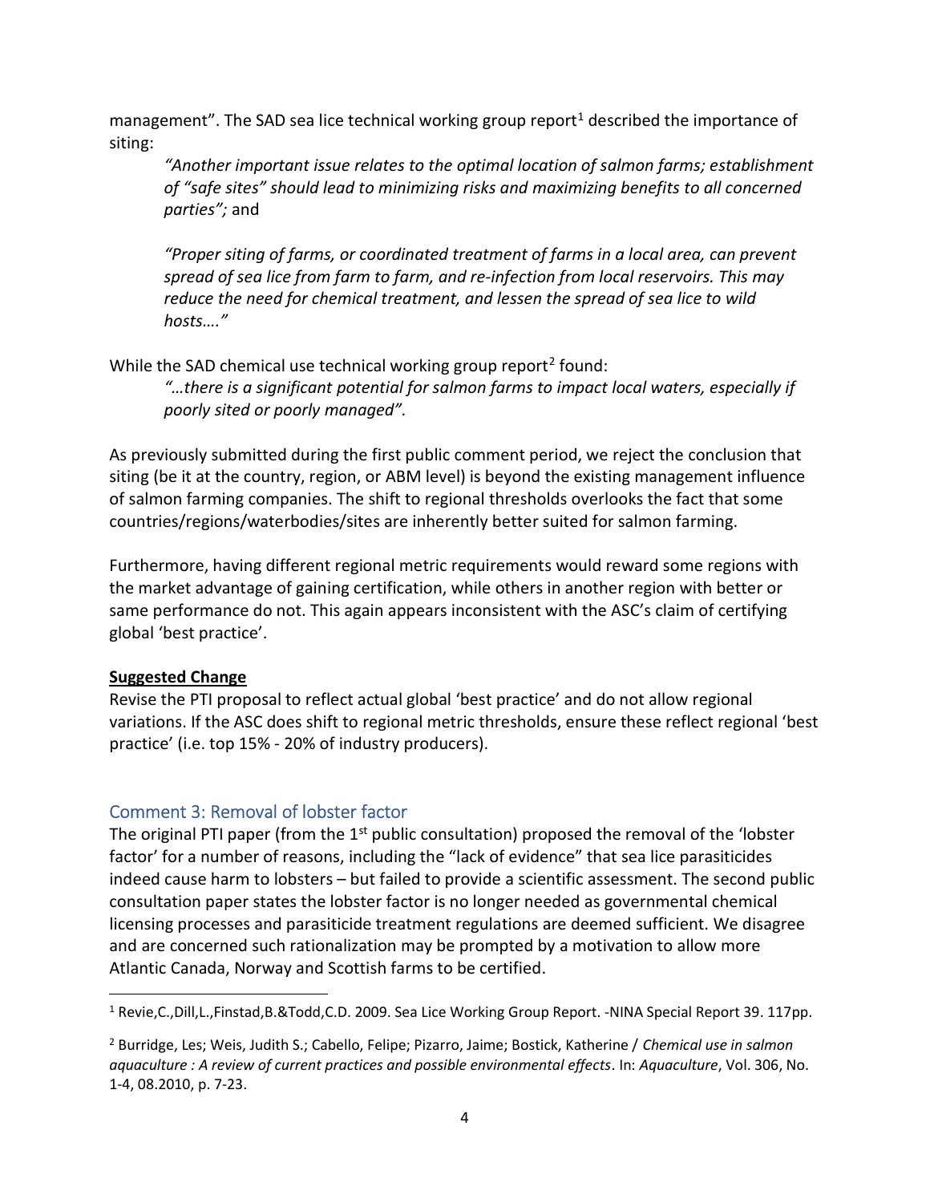management". The SAD sea lice technical working group report[1] described the importance of siting:

> *"Another important issue relates to the optimal location of salmon farms; establishment of "safe sites" should lead to minimizing risks and maximizing benefits to all concerned parties";* and
>
> *"Proper siting of farms, or coordinated treatment of farms in a local area, can prevent spread of sea lice from farm to farm, and re-infection from local reservoirs. This may reduce the need for chemical treatment, and lessen the spread of sea lice to wild hosts…."*

While the SAD chemical use technical working group report[2] found:

> *"…there is a significant potential for salmon farms to impact local waters, especially if poorly sited or poorly managed".*

As previously submitted during the first public comment period, we reject the conclusion that siting (be it at the country, region, or ABM level) is beyond the existing management influence of salmon farming companies. The shift to regional thresholds overlooks the fact that some countries/regions/waterbodies/sites are inherently better suited for salmon farming.

Furthermore, having different regional metric requirements would reward some regions with the market advantage of gaining certification, while others in another region with better or same performance do not. This again appears inconsistent with the ASC's claim of certifying global 'best practice'.

**Suggested Change**

Revise the PTI proposal to reflect actual global 'best practice' and do not allow regional variations. If the ASC does shift to regional metric thresholds, ensure these reflect regional 'best practice' (i.e. top 15% - 20% of industry producers).

## Comment 3: Removal of lobster factor

The original PTI paper (from the 1st public consultation) proposed the removal of the 'lobster factor' for a number of reasons, including the "lack of evidence" that sea lice parasiticides indeed cause harm to lobsters – but failed to provide a scientific assessment. The second public consultation paper states the lobster factor is no longer needed as governmental chemical licensing processes and parasiticide treatment regulations are deemed sufficient. We disagree and are concerned such rationalization may be prompted by a motivation to allow more Atlantic Canada, Norway and Scottish farms to be certified.

---

[1] Revie,C.,Dill,L.,Finstad,B.&Todd,C.D. 2009. Sea Lice Working Group Report. -NINA Special Report 39. 117pp.

[2] Burridge, Les; Weis, Judith S.; Cabello, Felipe; Pizarro, Jaime; Bostick, Katherine / *Chemical use in salmon aquaculture : A review of current practices and possible environmental effects*. In: *Aquaculture*, Vol. 306, No. 1-4, 08.2010, p. 7-23.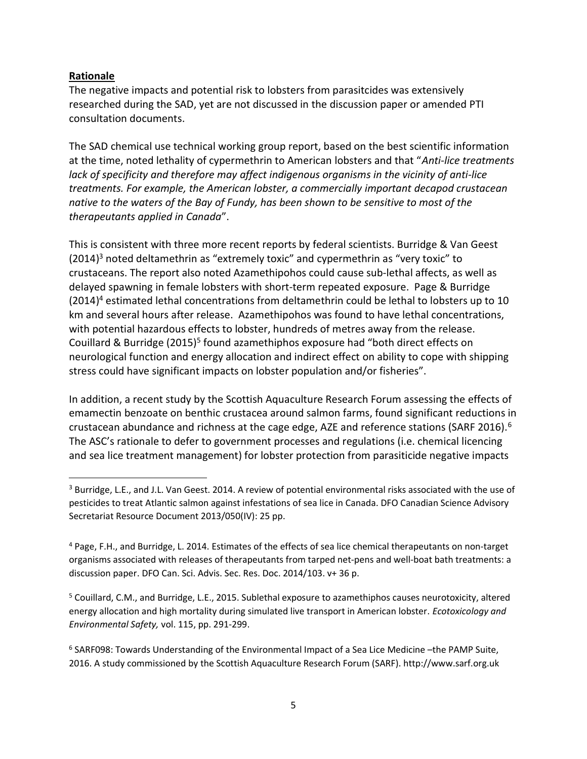**Rationale**

The negative impacts and potential risk to lobsters from parasitcides was extensively researched during the SAD, yet are not discussed in the discussion paper or amended PTI consultation documents.

The SAD chemical use technical working group report, based on the best scientific information at the time, noted lethality of cypermethrin to American lobsters and that "*Anti-lice treatments lack of specificity and therefore may affect indigenous organisms in the vicinity of anti-lice treatments. For example, the American lobster, a commercially important decapod crustacean native to the waters of the Bay of Fundy, has been shown to be sensitive to most of the therapeutants applied in Canada*".

This is consistent with three more recent reports by federal scientists. Burridge & Van Geest (2014)[3] noted deltamethrin as "extremely toxic" and cypermethrin as "very toxic" to crustaceans. The report also noted Azamethipohos could cause sub-lethal affects, as well as delayed spawning in female lobsters with short-term repeated exposure. Page & Burridge (2014)[4] estimated lethal concentrations from deltamethrin could be lethal to lobsters up to 10 km and several hours after release. Azamethipohos was found to have lethal concentrations, with potential hazardous effects to lobster, hundreds of metres away from the release. Couillard & Burridge (2015)[5] found azamethiphos exposure had "both direct effects on neurological function and energy allocation and indirect effect on ability to cope with shipping stress could have significant impacts on lobster population and/or fisheries".

In addition, a recent study by the Scottish Aquaculture Research Forum assessing the effects of emamectin benzoate on benthic crustacea around salmon farms, found significant reductions in crustacean abundance and richness at the cage edge, AZE and reference stations (SARF 2016).[6] The ASC's rationale to defer to government processes and regulations (i.e. chemical licencing and sea lice treatment management) for lobster protection from parasiticide negative impacts

---

[3] Burridge, L.E., and J.L. Van Geest. 2014. A review of potential environmental risks associated with the use of pesticides to treat Atlantic salmon against infestations of sea lice in Canada. DFO Canadian Science Advisory Secretariat Resource Document 2013/050(IV): 25 pp.

[4] Page, F.H., and Burridge, L. 2014. Estimates of the effects of sea lice chemical therapeutants on non-target organisms associated with releases of therapeutants from tarped net-pens and well-boat bath treatments: a discussion paper. DFO Can. Sci. Advis. Sec. Res. Doc. 2014/103. v+ 36 p.

[5] Couillard, C.M., and Burridge, L.E., 2015. Sublethal exposure to azamethiphos causes neurotoxicity, altered energy allocation and high mortality during simulated live transport in American lobster. *Ecotoxicology and Environmental Safety,* vol. 115, pp. 291-299.

[6] SARF098: Towards Understanding of the Environmental Impact of a Sea Lice Medicine –the PAMP Suite, 2016. A study commissioned by the Scottish Aquaculture Research Forum (SARF). http://www.sarf.org.uk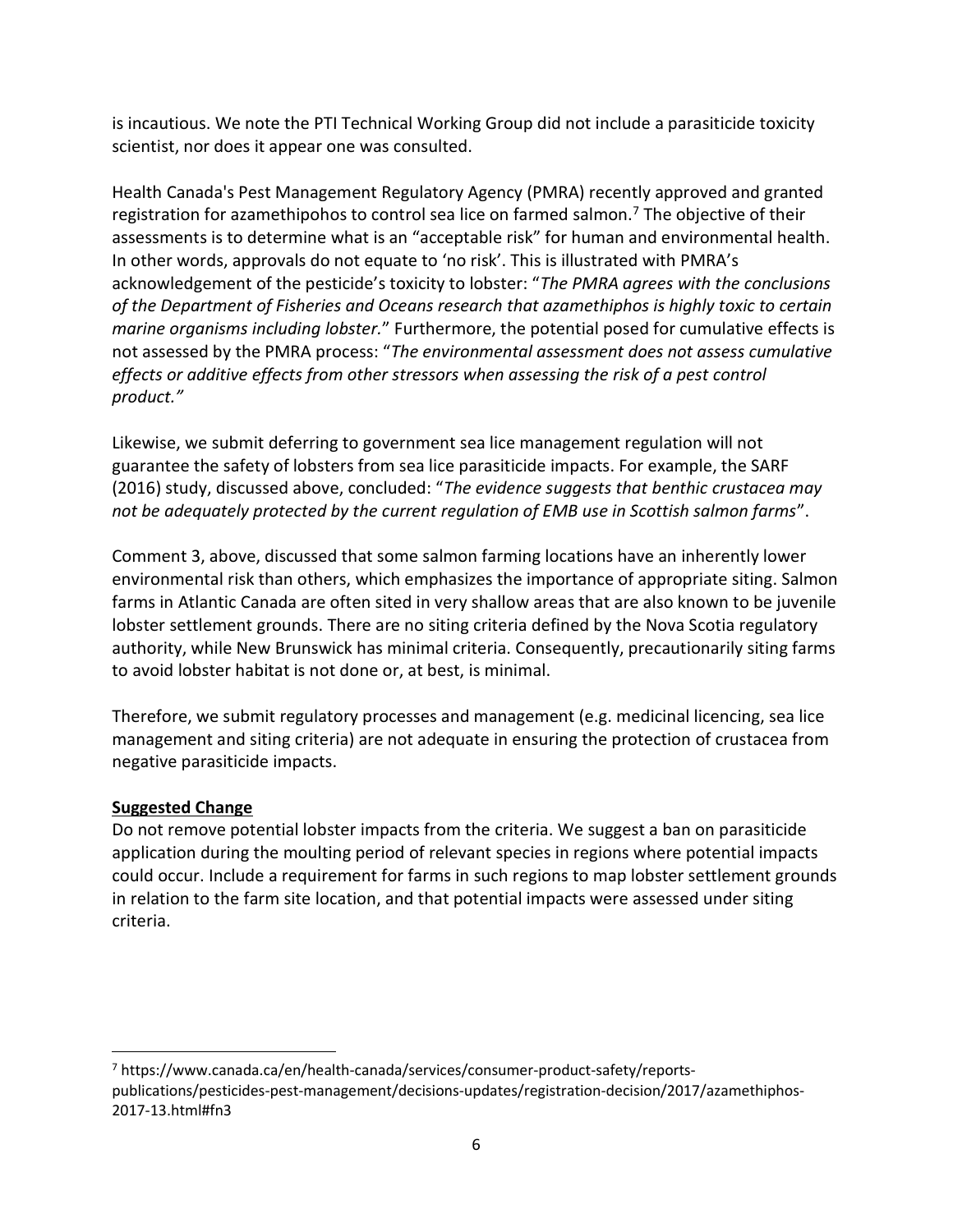is incautious. We note the PTI Technical Working Group did not include a parasiticide toxicity scientist, nor does it appear one was consulted.

Health Canada's Pest Management Regulatory Agency (PMRA) recently approved and granted registration for azamethipohos to control sea lice on farmed salmon.[7] The objective of their assessments is to determine what is an "acceptable risk" for human and environmental health. In other words, approvals do not equate to 'no risk'. This is illustrated with PMRA's acknowledgement of the pesticide's toxicity to lobster: "*The PMRA agrees with the conclusions of the Department of Fisheries and Oceans research that azamethiphos is highly toxic to certain marine organisms including lobster.*" Furthermore, the potential posed for cumulative effects is not assessed by the PMRA process: "*The environmental assessment does not assess cumulative effects or additive effects from other stressors when assessing the risk of a pest control product.*"

Likewise, we submit deferring to government sea lice management regulation will not guarantee the safety of lobsters from sea lice parasiticide impacts. For example, the SARF (2016) study, discussed above, concluded: "*The evidence suggests that benthic crustacea may not be adequately protected by the current regulation of EMB use in Scottish salmon farms*".

Comment 3, above, discussed that some salmon farming locations have an inherently lower environmental risk than others, which emphasizes the importance of appropriate siting. Salmon farms in Atlantic Canada are often sited in very shallow areas that are also known to be juvenile lobster settlement grounds. There are no siting criteria defined by the Nova Scotia regulatory authority, while New Brunswick has minimal criteria. Consequently, precautionarily siting farms to avoid lobster habitat is not done or, at best, is minimal.

Therefore, we submit regulatory processes and management (e.g. medicinal licencing, sea lice management and siting criteria) are not adequate in ensuring the protection of crustacea from negative parasiticide impacts.

**Suggested Change**

Do not remove potential lobster impacts from the criteria. We suggest a ban on parasiticide application during the moulting period of relevant species in regions where potential impacts could occur. Include a requirement for farms in such regions to map lobster settlement grounds in relation to the farm site location, and that potential impacts were assessed under siting criteria.

---

[7] https://www.canada.ca/en/health-canada/services/consumer-product-safety/reports-publications/pesticides-pest-management/decisions-updates/registration-decision/2017/azamethiphos-2017-13.html#fn3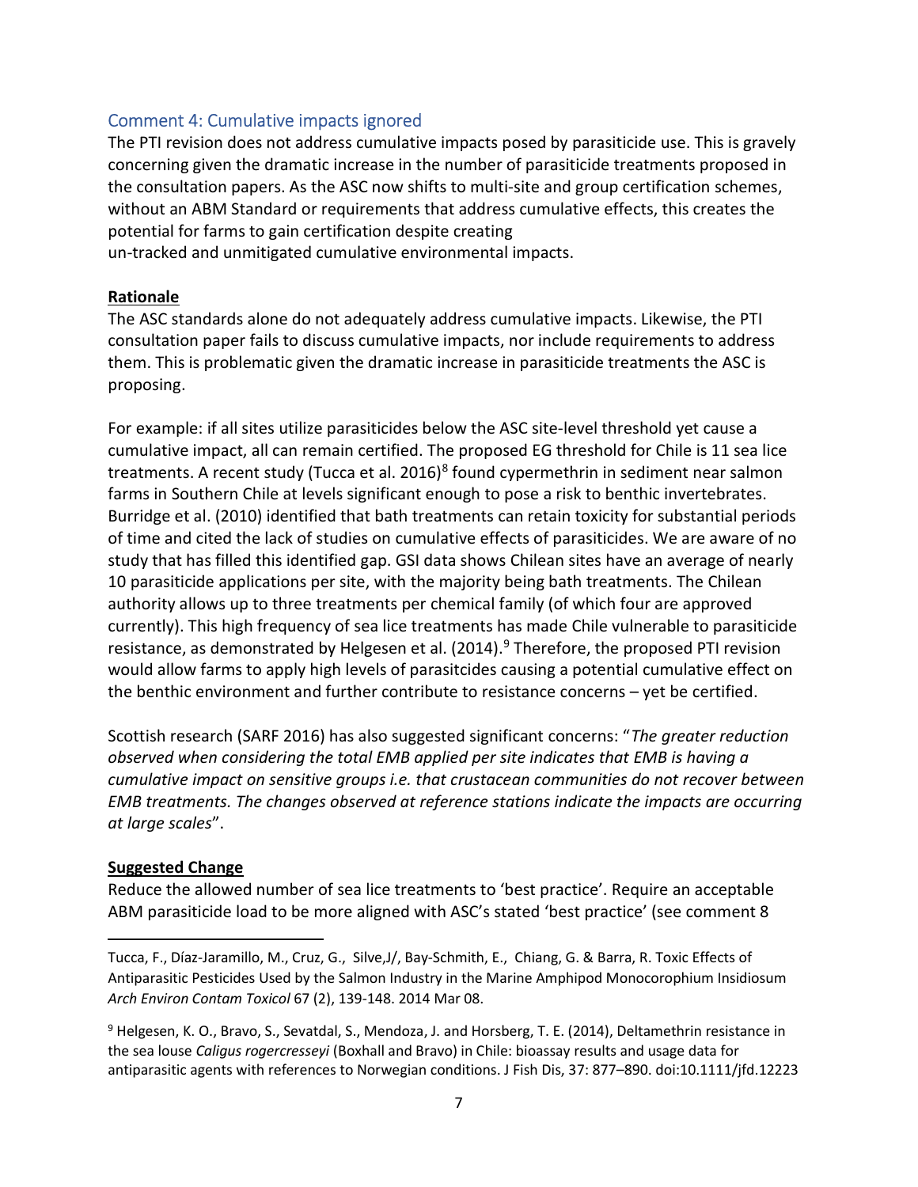## Comment 4: Cumulative impacts ignored

The PTI revision does not address cumulative impacts posed by parasiticide use. This is gravely concerning given the dramatic increase in the number of parasiticide treatments proposed in the consultation papers. As the ASC now shifts to multi-site and group certification schemes, without an ABM Standard or requirements that address cumulative effects, this creates the potential for farms to gain certification despite creating
un-tracked and unmitigated cumulative environmental impacts.

**Rationale**

The ASC standards alone do not adequately address cumulative impacts. Likewise, the PTI consultation paper fails to discuss cumulative impacts, nor include requirements to address them. This is problematic given the dramatic increase in parasiticide treatments the ASC is proposing.

For example: if all sites utilize parasiticides below the ASC site-level threshold yet cause a cumulative impact, all can remain certified. The proposed EG threshold for Chile is 11 sea lice treatments. A recent study (Tucca et al. 2016)[8] found cypermethrin in sediment near salmon farms in Southern Chile at levels significant enough to pose a risk to benthic invertebrates. Burridge et al. (2010) identified that bath treatments can retain toxicity for substantial periods of time and cited the lack of studies on cumulative effects of parasiticides. We are aware of no study that has filled this identified gap. GSI data shows Chilean sites have an average of nearly 10 parasiticide applications per site, with the majority being bath treatments. The Chilean authority allows up to three treatments per chemical family (of which four are approved currently). This high frequency of sea lice treatments has made Chile vulnerable to parasiticide resistance, as demonstrated by Helgesen et al. (2014).[9] Therefore, the proposed PTI revision would allow farms to apply high levels of parasitcides causing a potential cumulative effect on the benthic environment and further contribute to resistance concerns – yet be certified.

Scottish research (SARF 2016) has also suggested significant concerns: "*The greater reduction observed when considering the total EMB applied per site indicates that EMB is having a cumulative impact on sensitive groups i.e. that crustacean communities do not recover between EMB treatments. The changes observed at reference stations indicate the impacts are occurring at large scales*".

**Suggested Change**

Reduce the allowed number of sea lice treatments to 'best practice'. Require an acceptable ABM parasiticide load to be more aligned with ASC's stated 'best practice' (see comment 8

---

Tucca, F., Díaz-Jaramillo, M., Cruz, G., Silve,J/, Bay-Schmith, E., Chiang, G. & Barra, R. Toxic Effects of Antiparasitic Pesticides Used by the Salmon Industry in the Marine Amphipod Monocorophium Insidiosum *Arch Environ Contam Toxicol* 67 (2), 139-148. 2014 Mar 08.

[9] Helgesen, K. O., Bravo, S., Sevatdal, S., Mendoza, J. and Horsberg, T. E. (2014), Deltamethrin resistance in the sea louse *Caligus rogercresseyi* (Boxhall and Bravo) in Chile: bioassay results and usage data for antiparasitic agents with references to Norwegian conditions. J Fish Dis, 37: 877–890. doi:10.1111/jfd.12223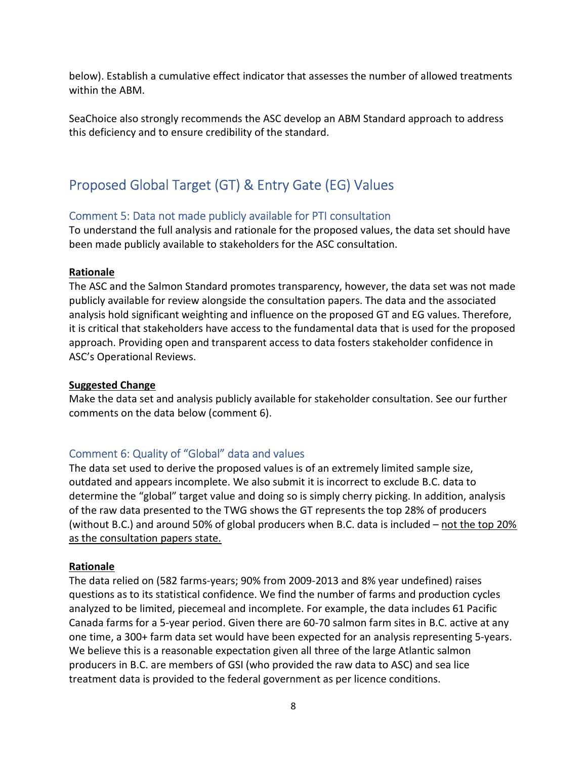below). Establish a cumulative effect indicator that assesses the number of allowed treatments within the ABM.

SeaChoice also strongly recommends the ASC develop an ABM Standard approach to address this deficiency and to ensure credibility of the standard.

## Proposed Global Target (GT) & Entry Gate (EG) Values

### Comment 5: Data not made publicly available for PTI consultation

To understand the full analysis and rationale for the proposed values, the data set should have been made publicly available to stakeholders for the ASC consultation.

**Rationale**

The ASC and the Salmon Standard promotes transparency, however, the data set was not made publicly available for review alongside the consultation papers. The data and the associated analysis hold significant weighting and influence on the proposed GT and EG values. Therefore, it is critical that stakeholders have access to the fundamental data that is used for the proposed approach. Providing open and transparent access to data fosters stakeholder confidence in ASC's Operational Reviews.

**Suggested Change**

Make the data set and analysis publicly available for stakeholder consultation. See our further comments on the data below (comment 6).

### Comment 6: Quality of "Global" data and values

The data set used to derive the proposed values is of an extremely limited sample size, outdated and appears incomplete. We also submit it is incorrect to exclude B.C. data to determine the "global" target value and doing so is simply cherry picking. In addition, analysis of the raw data presented to the TWG shows the GT represents the top 28% of producers (without B.C.) and around 50% of global producers when B.C. data is included – not the top 20% as the consultation papers state.

**Rationale**

The data relied on (582 farms-years; 90% from 2009-2013 and 8% year undefined) raises questions as to its statistical confidence. We find the number of farms and production cycles analyzed to be limited, piecemeal and incomplete. For example, the data includes 61 Pacific Canada farms for a 5-year period. Given there are 60-70 salmon farm sites in B.C. active at any one time, a 300+ farm data set would have been expected for an analysis representing 5-years. We believe this is a reasonable expectation given all three of the large Atlantic salmon producers in B.C. are members of GSI (who provided the raw data to ASC) and sea lice treatment data is provided to the federal government as per licence conditions.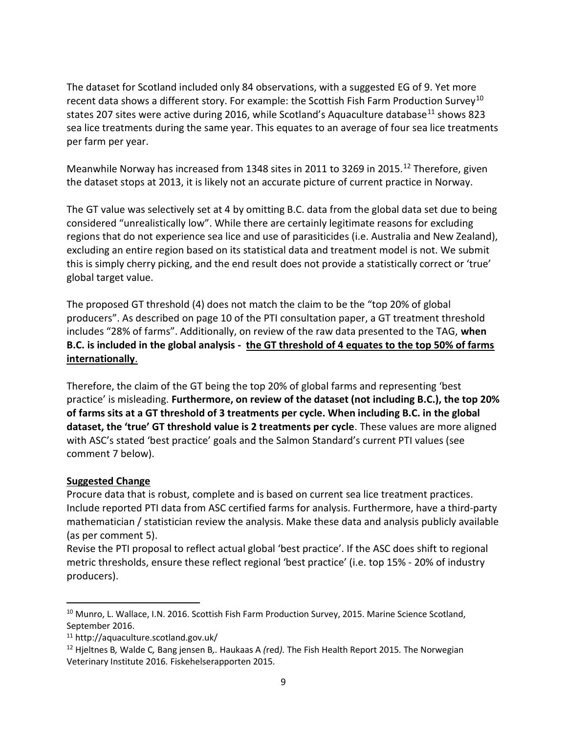The dataset for Scotland included only 84 observations, with a suggested EG of 9. Yet more recent data shows a different story. For example: the Scottish Fish Farm Production Survey[10] states 207 sites were active during 2016, while Scotland's Aquaculture database[11] shows 823 sea lice treatments during the same year. This equates to an average of four sea lice treatments per farm per year.

Meanwhile Norway has increased from 1348 sites in 2011 to 3269 in 2015.[12] Therefore, given the dataset stops at 2013, it is likely not an accurate picture of current practice in Norway.

The GT value was selectively set at 4 by omitting B.C. data from the global data set due to being considered "unrealistically low". While there are certainly legitimate reasons for excluding regions that do not experience sea lice and use of parasiticides (i.e. Australia and New Zealand), excluding an entire region based on its statistical data and treatment model is not. We submit this is simply cherry picking, and the end result does not provide a statistically correct or 'true' global target value.

The proposed GT threshold (4) does not match the claim to be the "top 20% of global producers". As described on page 10 of the PTI consultation paper, a GT treatment threshold includes "28% of farms". Additionally, on review of the raw data presented to the TAG, **when B.C. is included in the global analysis - <u>the GT threshold of 4 equates to the top 50% of farms internationally</u>**.

Therefore, the claim of the GT being the top 20% of global farms and representing 'best practice' is misleading. **Furthermore, on review of the dataset (not including B.C.), the top 20% of farms sits at a GT threshold of 3 treatments per cycle. When including B.C. in the global dataset, the 'true' GT threshold value is 2 treatments per cycle**. These values are more aligned with ASC's stated 'best practice' goals and the Salmon Standard's current PTI values (see comment 7 below).

**<u>Suggested Change</u>**

Procure data that is robust, complete and is based on current sea lice treatment practices. Include reported PTI data from ASC certified farms for analysis. Furthermore, have a third-party mathematician / statistician review the analysis. Make these data and analysis publicly available (as per comment 5).

Revise the PTI proposal to reflect actual global 'best practice'. If the ASC does shift to regional metric thresholds, ensure these reflect regional 'best practice' (i.e. top 15% - 20% of industry producers).

---

[10] Munro, L. Wallace, I.N. 2016. Scottish Fish Farm Production Survey, 2015. Marine Science Scotland, September 2016.

[11] http://aquaculture.scotland.gov.uk/

[12] Hjeltnes B*,* Walde C*,* Bang jensen B*,*. Haukaas A *(*red*).* The Fish Health Report 2015*.* The Norwegian Veterinary Institute 2016*.* Fiskehelserapporten 2015*.*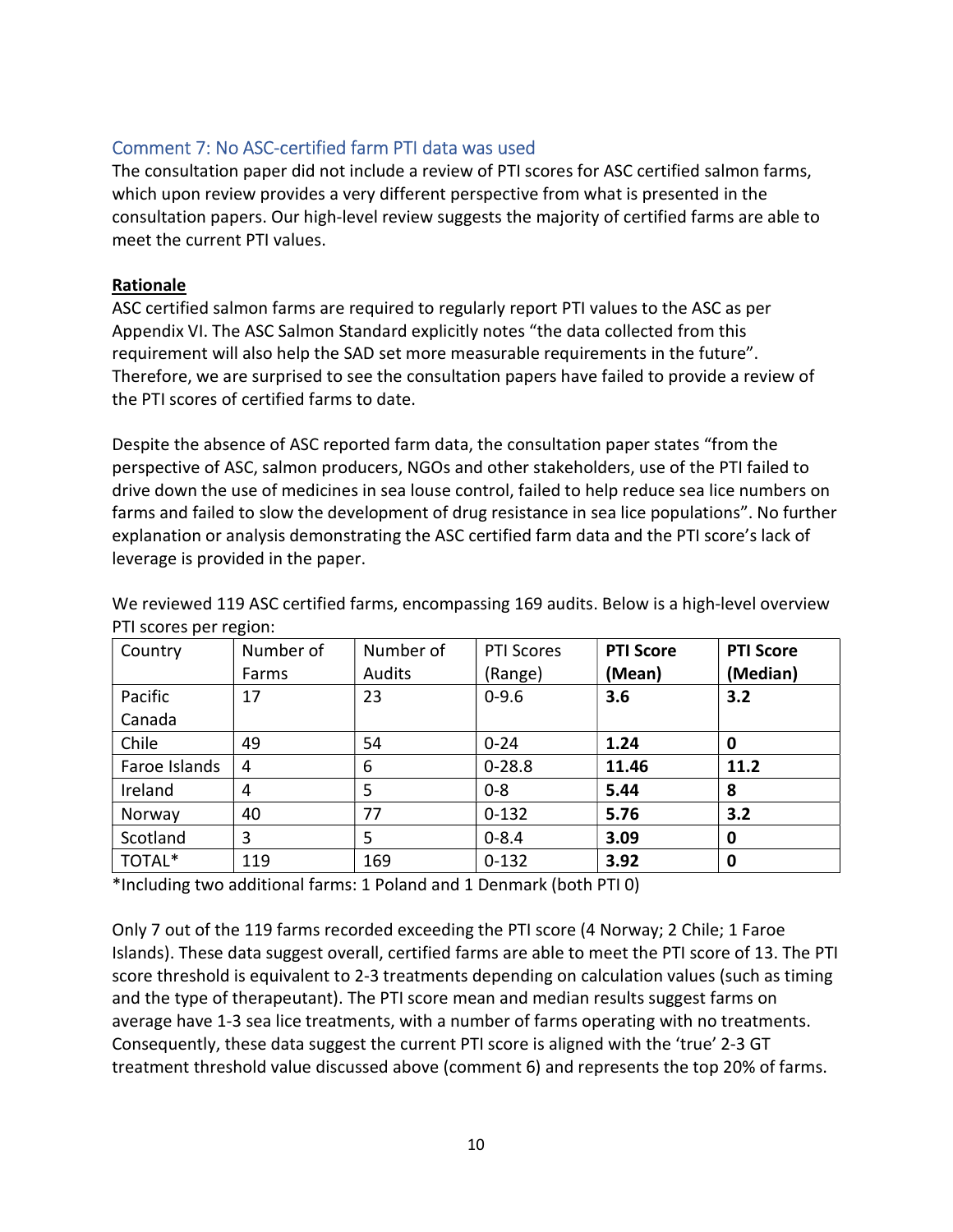## Comment 7: No ASC-certified farm PTI data was used

The consultation paper did not include a review of PTI scores for ASC certified salmon farms, which upon review provides a very different perspective from what is presented in the consultation papers. Our high-level review suggests the majority of certified farms are able to meet the current PTI values.

**Rationale**

ASC certified salmon farms are required to regularly report PTI values to the ASC as per Appendix VI. The ASC Salmon Standard explicitly notes “the data collected from this requirement will also help the SAD set more measurable requirements in the future”. Therefore, we are surprised to see the consultation papers have failed to provide a review of the PTI scores of certified farms to date.

Despite the absence of ASC reported farm data, the consultation paper states “from the perspective of ASC, salmon producers, NGOs and other stakeholders, use of the PTI failed to drive down the use of medicines in sea louse control, failed to help reduce sea lice numbers on farms and failed to slow the development of drug resistance in sea lice populations”. No further explanation or analysis demonstrating the ASC certified farm data and the PTI score’s lack of leverage is provided in the paper.

We reviewed 119 ASC certified farms, encompassing 169 audits. Below is a high-level overview PTI scores per region:

| Country | Number of Farms | Number of Audits | PTI Scores (Range) | **PTI Score (Mean)** | **PTI Score (Median)** |
|---|---|---|---|---|---|
| Pacific Canada | 17 | 23 | 0-9.6 | **3.6** | **3.2** |
| Chile | 49 | 54 | 0-24 | **1.24** | **0** |
| Faroe Islands | 4 | 6 | 0-28.8 | **11.46** | **11.2** |
| Ireland | 4 | 5 | 0-8 | **5.44** | **8** |
| Norway | 40 | 77 | 0-132 | **5.76** | **3.2** |
| Scotland | 3 | 5 | 0-8.4 | **3.09** | **0** |
| TOTAL* | 119 | 169 | 0-132 | **3.92** | **0** |

*Including two additional farms: 1 Poland and 1 Denmark (both PTI 0)

Only 7 out of the 119 farms recorded exceeding the PTI score (4 Norway; 2 Chile; 1 Faroe Islands). These data suggest overall, certified farms are able to meet the PTI score of 13. The PTI score threshold is equivalent to 2-3 treatments depending on calculation values (such as timing and the type of therapeutant). The PTI score mean and median results suggest farms on average have 1-3 sea lice treatments, with a number of farms operating with no treatments. Consequently, these data suggest the current PTI score is aligned with the ‘true’ 2-3 GT treatment threshold value discussed above (comment 6) and represents the top 20% of farms.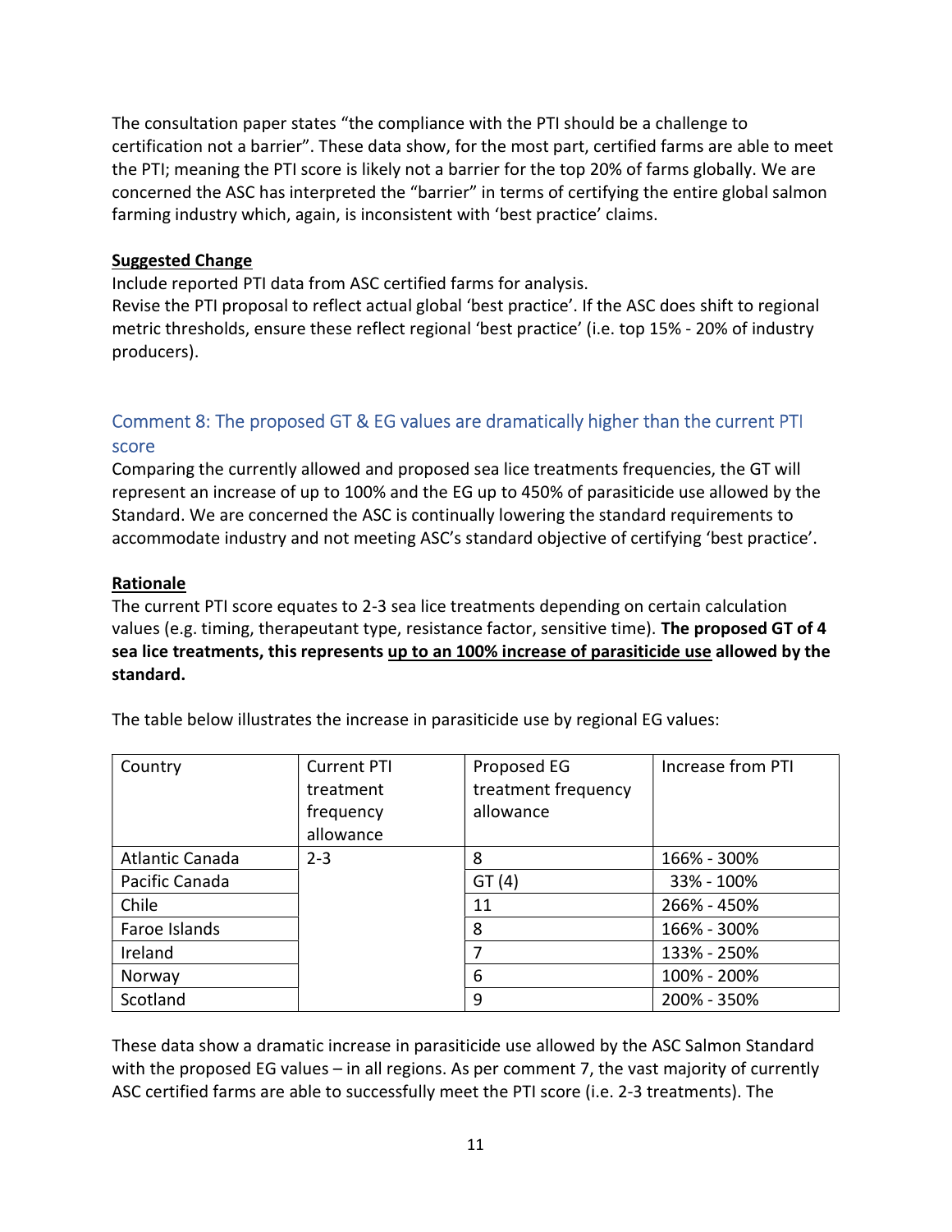The consultation paper states "the compliance with the PTI should be a challenge to certification not a barrier". These data show, for the most part, certified farms are able to meet the PTI; meaning the PTI score is likely not a barrier for the top 20% of farms globally. We are concerned the ASC has interpreted the "barrier" in terms of certifying the entire global salmon farming industry which, again, is inconsistent with 'best practice' claims.

**Suggested Change**

Include reported PTI data from ASC certified farms for analysis.
Revise the PTI proposal to reflect actual global 'best practice'. If the ASC does shift to regional metric thresholds, ensure these reflect regional 'best practice' (i.e. top 15% - 20% of industry producers).

## Comment 8: The proposed GT & EG values are dramatically higher than the current PTI score

Comparing the currently allowed and proposed sea lice treatments frequencies, the GT will represent an increase of up to 100% and the EG up to 450% of parasiticide use allowed by the Standard. We are concerned the ASC is continually lowering the standard requirements to accommodate industry and not meeting ASC's standard objective of certifying 'best practice'.

**Rationale**

The current PTI score equates to 2-3 sea lice treatments depending on certain calculation values (e.g. timing, therapeutant type, resistance factor, sensitive time). **The proposed GT of 4 sea lice treatments, this represents <u>up to an 100% increase of parasiticide use</u> allowed by the standard.**

The table below illustrates the increase in parasiticide use by regional EG values:

| Country | Current PTI treatment frequency allowance | Proposed EG treatment frequency allowance | Increase from PTI |
|---|---|---|---|
| Atlantic Canada | 2-3 | 8 | 166% - 300% |
| Pacific Canada | | GT (4) | 33% - 100% |
| Chile | | 11 | 266% - 450% |
| Faroe Islands | | 8 | 166% - 300% |
| Ireland | | 7 | 133% - 250% |
| Norway | | 6 | 100% - 200% |
| Scotland | | 9 | 200% - 350% |

These data show a dramatic increase in parasiticide use allowed by the ASC Salmon Standard with the proposed EG values – in all regions. As per comment 7, the vast majority of currently ASC certified farms are able to successfully meet the PTI score (i.e. 2-3 treatments). The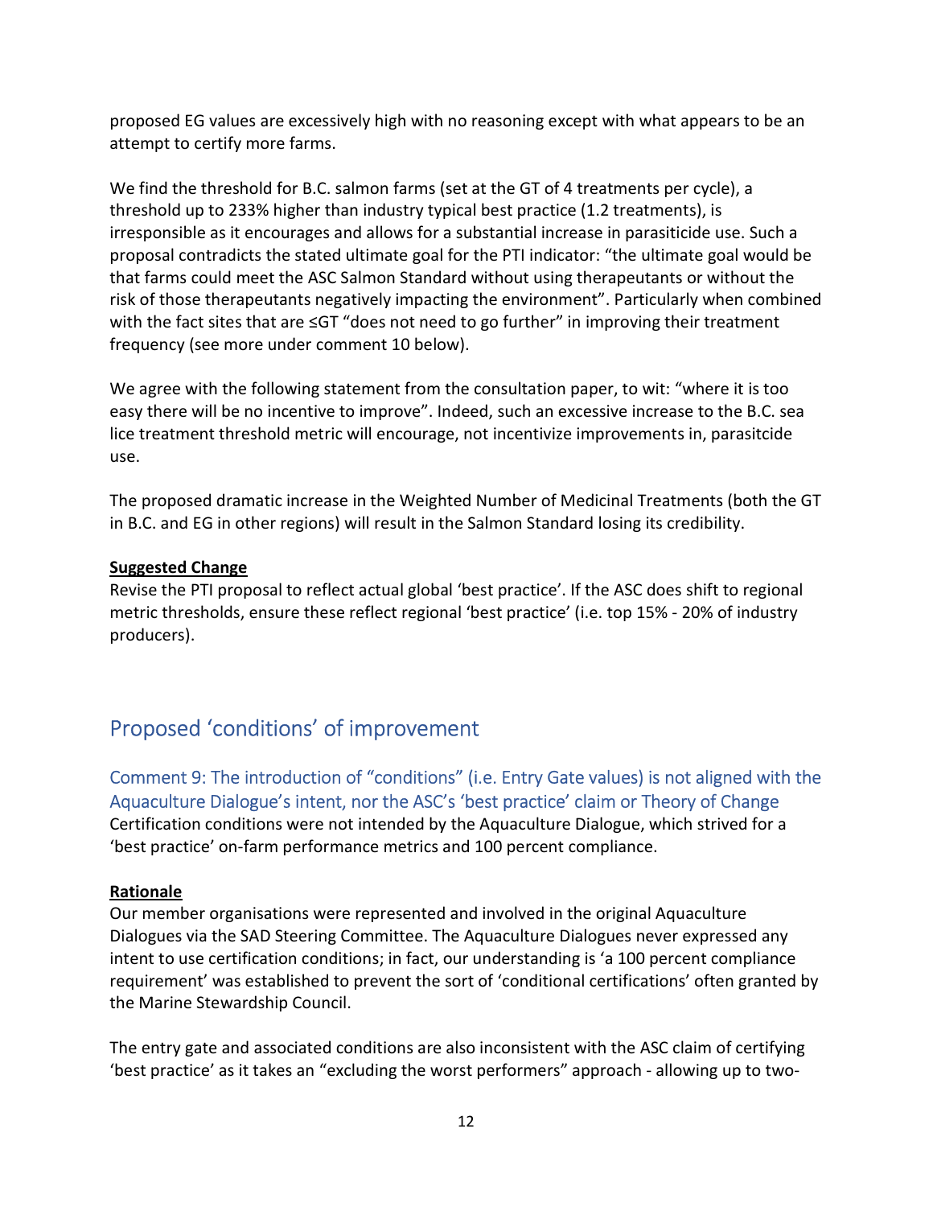proposed EG values are excessively high with no reasoning except with what appears to be an attempt to certify more farms.

We find the threshold for B.C. salmon farms (set at the GT of 4 treatments per cycle), a threshold up to 233% higher than industry typical best practice (1.2 treatments), is irresponsible as it encourages and allows for a substantial increase in parasiticide use. Such a proposal contradicts the stated ultimate goal for the PTI indicator: "the ultimate goal would be that farms could meet the ASC Salmon Standard without using therapeutants or without the risk of those therapeutants negatively impacting the environment". Particularly when combined with the fact sites that are ≤GT "does not need to go further" in improving their treatment frequency (see more under comment 10 below).

We agree with the following statement from the consultation paper, to wit: "where it is too easy there will be no incentive to improve". Indeed, such an excessive increase to the B.C. sea lice treatment threshold metric will encourage, not incentivize improvements in, parasitcide use.

The proposed dramatic increase in the Weighted Number of Medicinal Treatments (both the GT in B.C. and EG in other regions) will result in the Salmon Standard losing its credibility.

**Suggested Change**

Revise the PTI proposal to reflect actual global 'best practice'. If the ASC does shift to regional metric thresholds, ensure these reflect regional 'best practice' (i.e. top 15% - 20% of industry producers).

## Proposed 'conditions' of improvement

### Comment 9: The introduction of "conditions" (i.e. Entry Gate values) is not aligned with the Aquaculture Dialogue's intent, nor the ASC's 'best practice' claim or Theory of Change

Certification conditions were not intended by the Aquaculture Dialogue, which strived for a 'best practice' on-farm performance metrics and 100 percent compliance.

**Rationale**

Our member organisations were represented and involved in the original Aquaculture Dialogues via the SAD Steering Committee. The Aquaculture Dialogues never expressed any intent to use certification conditions; in fact, our understanding is 'a 100 percent compliance requirement' was established to prevent the sort of 'conditional certifications' often granted by the Marine Stewardship Council.

The entry gate and associated conditions are also inconsistent with the ASC claim of certifying 'best practice' as it takes an "excluding the worst performers" approach - allowing up to two-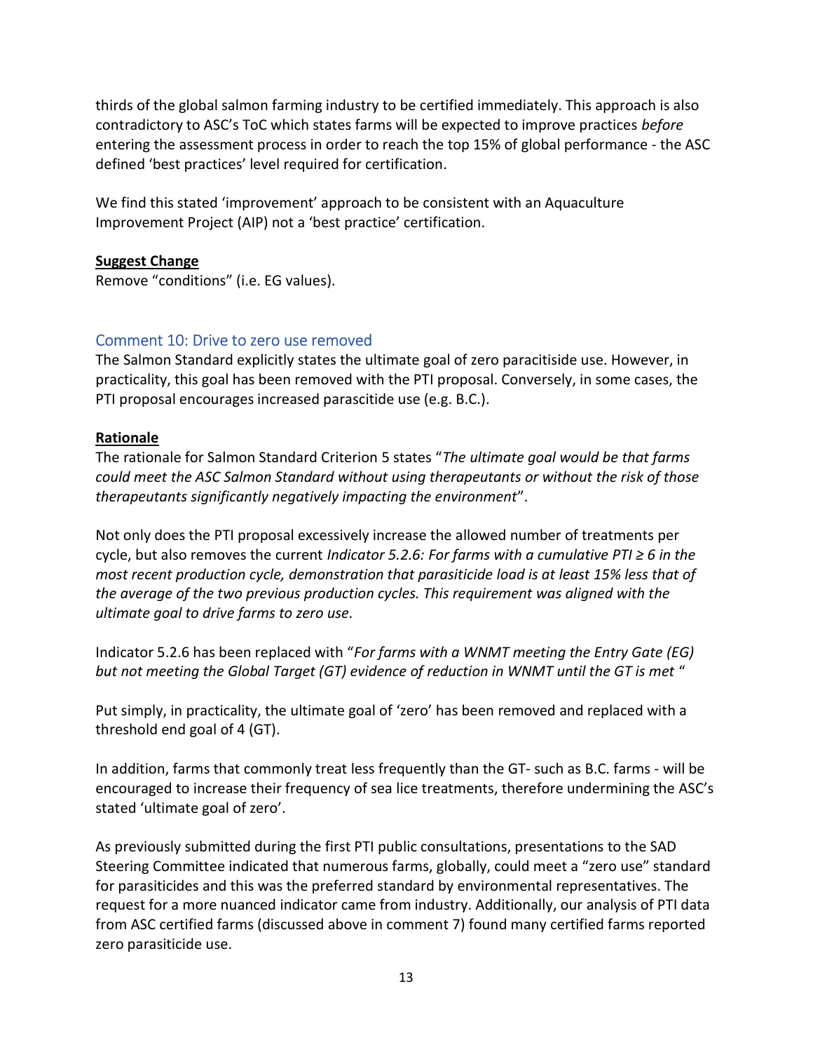thirds of the global salmon farming industry to be certified immediately. This approach is also contradictory to ASC's ToC which states farms will be expected to improve practices *before* entering the assessment process in order to reach the top 15% of global performance - the ASC defined 'best practices' level required for certification.

We find this stated 'improvement' approach to be consistent with an Aquaculture Improvement Project (AIP) not a 'best practice' certification.

**Suggest Change**

Remove "conditions" (i.e. EG values).

### Comment 10: Drive to zero use removed

The Salmon Standard explicitly states the ultimate goal of zero paracitiside use. However, in practicality, this goal has been removed with the PTI proposal. Conversely, in some cases, the PTI proposal encourages increased parascitide use (e.g. B.C.).

**Rationale**

The rationale for Salmon Standard Criterion 5 states "*The ultimate goal would be that farms could meet the ASC Salmon Standard without using therapeutants or without the risk of those therapeutants significantly negatively impacting the environment*".

Not only does the PTI proposal excessively increase the allowed number of treatments per cycle, but also removes the current *Indicator 5.2.6: For farms with a cumulative PTI ≥ 6 in the most recent production cycle, demonstration that parasiticide load is at least 15% less that of the average of the two previous production cycles. This requirement was aligned with the ultimate goal to drive farms to zero use.*

Indicator 5.2.6 has been replaced with "*For farms with a WNMT meeting the Entry Gate (EG) but not meeting the Global Target (GT) evidence of reduction in WNMT until the GT is met* "

Put simply, in practicality, the ultimate goal of 'zero' has been removed and replaced with a threshold end goal of 4 (GT).

In addition, farms that commonly treat less frequently than the GT- such as B.C. farms - will be encouraged to increase their frequency of sea lice treatments, therefore undermining the ASC's stated 'ultimate goal of zero'.

As previously submitted during the first PTI public consultations, presentations to the SAD Steering Committee indicated that numerous farms, globally, could meet a "zero use" standard for parasiticides and this was the preferred standard by environmental representatives. The request for a more nuanced indicator came from industry. Additionally, our analysis of PTI data from ASC certified farms (discussed above in comment 7) found many certified farms reported zero parasiticide use.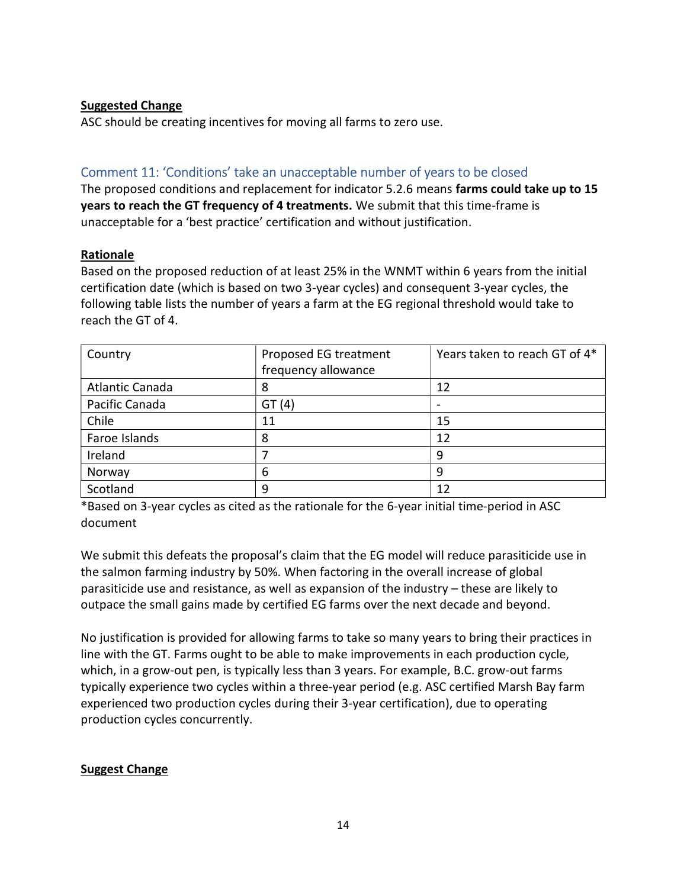**Suggested Change**

ASC should be creating incentives for moving all farms to zero use.

### Comment 11: 'Conditions' take an unacceptable number of years to be closed

The proposed conditions and replacement for indicator 5.2.6 means **farms could take up to 15 years to reach the GT frequency of 4 treatments.** We submit that this time-frame is unacceptable for a 'best practice' certification and without justification.

**Rationale**

Based on the proposed reduction of at least 25% in the WNMT within 6 years from the initial certification date (which is based on two 3-year cycles) and consequent 3-year cycles, the following table lists the number of years a farm at the EG regional threshold would take to reach the GT of 4.

| Country | Proposed EG treatment frequency allowance | Years taken to reach GT of 4* |
|---|---|---|
| Atlantic Canada | 8 | 12 |
| Pacific Canada | GT (4) | - |
| Chile | 11 | 15 |
| Faroe Islands | 8 | 12 |
| Ireland | 7 | 9 |
| Norway | 6 | 9 |
| Scotland | 9 | 12 |

*Based on 3-year cycles as cited as the rationale for the 6-year initial time-period in ASC document

We submit this defeats the proposal's claim that the EG model will reduce parasiticide use in the salmon farming industry by 50%. When factoring in the overall increase of global parasiticide use and resistance, as well as expansion of the industry – these are likely to outpace the small gains made by certified EG farms over the next decade and beyond.

No justification is provided for allowing farms to take so many years to bring their practices in line with the GT. Farms ought to be able to make improvements in each production cycle, which, in a grow-out pen, is typically less than 3 years. For example, B.C. grow-out farms typically experience two cycles within a three-year period (e.g. ASC certified Marsh Bay farm experienced two production cycles during their 3-year certification), due to operating production cycles concurrently.

**Suggest Change**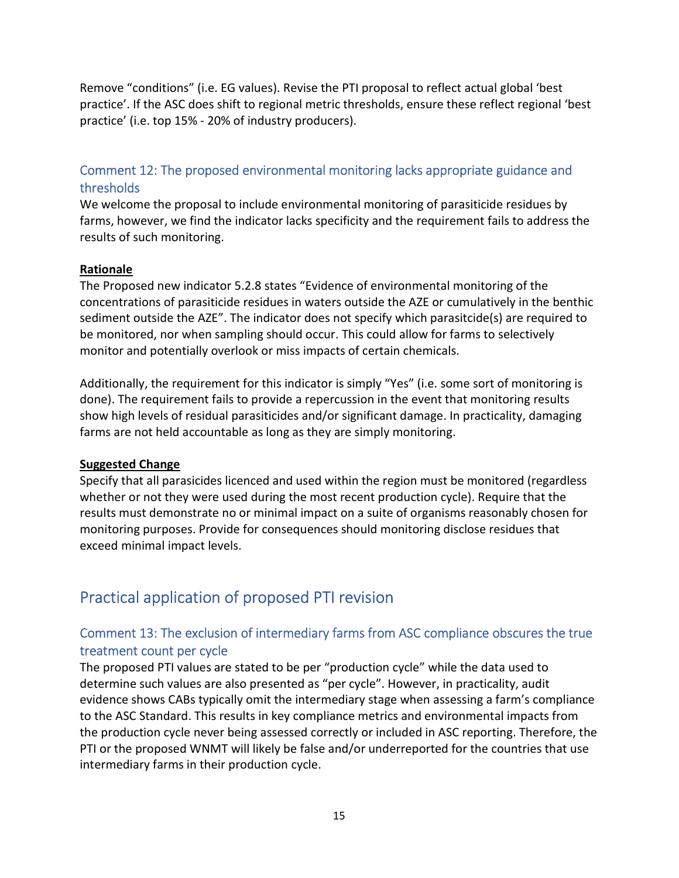Remove "conditions" (i.e. EG values). Revise the PTI proposal to reflect actual global 'best practice'. If the ASC does shift to regional metric thresholds, ensure these reflect regional 'best practice' (i.e. top 15% - 20% of industry producers).

### Comment 12: The proposed environmental monitoring lacks appropriate guidance and thresholds

We welcome the proposal to include environmental monitoring of parasiticide residues by farms, however, we find the indicator lacks specificity and the requirement fails to address the results of such monitoring.

**Rationale**

The Proposed new indicator 5.2.8 states "Evidence of environmental monitoring of the concentrations of parasiticide residues in waters outside the AZE or cumulatively in the benthic sediment outside the AZE". The indicator does not specify which parasitcide(s) are required to be monitored, nor when sampling should occur. This could allow for farms to selectively monitor and potentially overlook or miss impacts of certain chemicals.

Additionally, the requirement for this indicator is simply "Yes" (i.e. some sort of monitoring is done). The requirement fails to provide a repercussion in the event that monitoring results show high levels of residual parasiticides and/or significant damage. In practicality, damaging farms are not held accountable as long as they are simply monitoring.

**Suggested Change**

Specify that all parasicides licenced and used within the region must be monitored (regardless whether or not they were used during the most recent production cycle). Require that the results must demonstrate no or minimal impact on a suite of organisms reasonably chosen for monitoring purposes. Provide for consequences should monitoring disclose residues that exceed minimal impact levels.

## Practical application of proposed PTI revision

### Comment 13: The exclusion of intermediary farms from ASC compliance obscures the true treatment count per cycle

The proposed PTI values are stated to be per "production cycle" while the data used to determine such values are also presented as "per cycle". However, in practicality, audit evidence shows CABs typically omit the intermediary stage when assessing a farm's compliance to the ASC Standard. This results in key compliance metrics and environmental impacts from the production cycle never being assessed correctly or included in ASC reporting. Therefore, the PTI or the proposed WNMT will likely be false and/or underreported for the countries that use intermediary farms in their production cycle.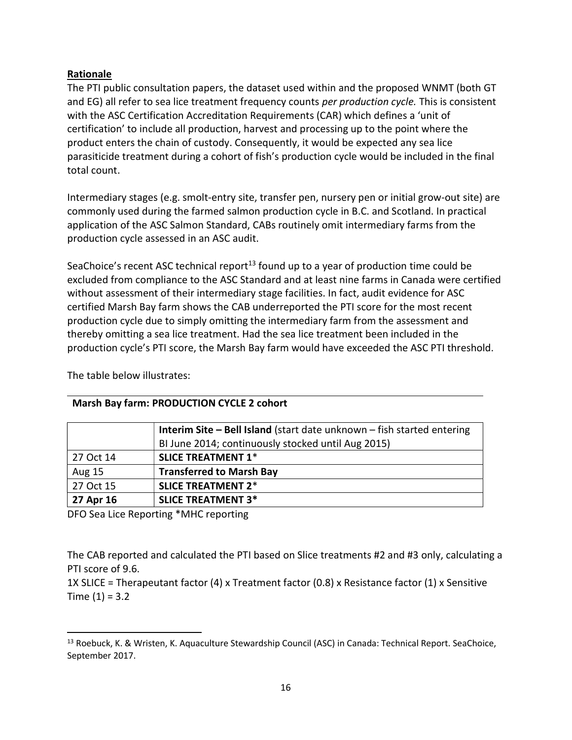**Rationale**

The PTI public consultation papers, the dataset used within and the proposed WNMT (both GT and EG) all refer to sea lice treatment frequency counts *per production cycle.* This is consistent with the ASC Certification Accreditation Requirements (CAR) which defines a 'unit of certification' to include all production, harvest and processing up to the point where the product enters the chain of custody. Consequently, it would be expected any sea lice parasiticide treatment during a cohort of fish's production cycle would be included in the final total count.

Intermediary stages (e.g. smolt-entry site, transfer pen, nursery pen or initial grow-out site) are commonly used during the farmed salmon production cycle in B.C. and Scotland. In practical application of the ASC Salmon Standard, CABs routinely omit intermediary farms from the production cycle assessed in an ASC audit.

SeaChoice's recent ASC technical report[13] found up to a year of production time could be excluded from compliance to the ASC Standard and at least nine farms in Canada were certified without assessment of their intermediary stage facilities. In fact, audit evidence for ASC certified Marsh Bay farm shows the CAB underreported the PTI score for the most recent production cycle due to simply omitting the intermediary farm from the assessment and thereby omitting a sea lice treatment. Had the sea lice treatment been included in the production cycle's PTI score, the Marsh Bay farm would have exceeded the ASC PTI threshold.

The table below illustrates:

**Marsh Bay farm: PRODUCTION CYCLE 2 cohort**

| | **Interim Site – Bell Island** (start date unknown – fish started entering BI June 2014; continuously stocked until Aug 2015) |
|---|---|
| 27 Oct 14 | **SLICE TREATMENT 1*** |
| Aug 15 | **Transferred to Marsh Bay** |
| 27 Oct 15 | **SLICE TREATMENT 2*** |
| **27 Apr 16** | **SLICE TREATMENT 3*** |

DFO Sea Lice Reporting *MHC reporting

The CAB reported and calculated the PTI based on Slice treatments #2 and #3 only, calculating a PTI score of 9.6.

1X SLICE = Therapeutant factor (4) x Treatment factor (0.8) x Resistance factor (1) x Sensitive Time (1) = 3.2

[13] Roebuck, K. & Wristen, K. Aquaculture Stewardship Council (ASC) in Canada: Technical Report. SeaChoice, September 2017.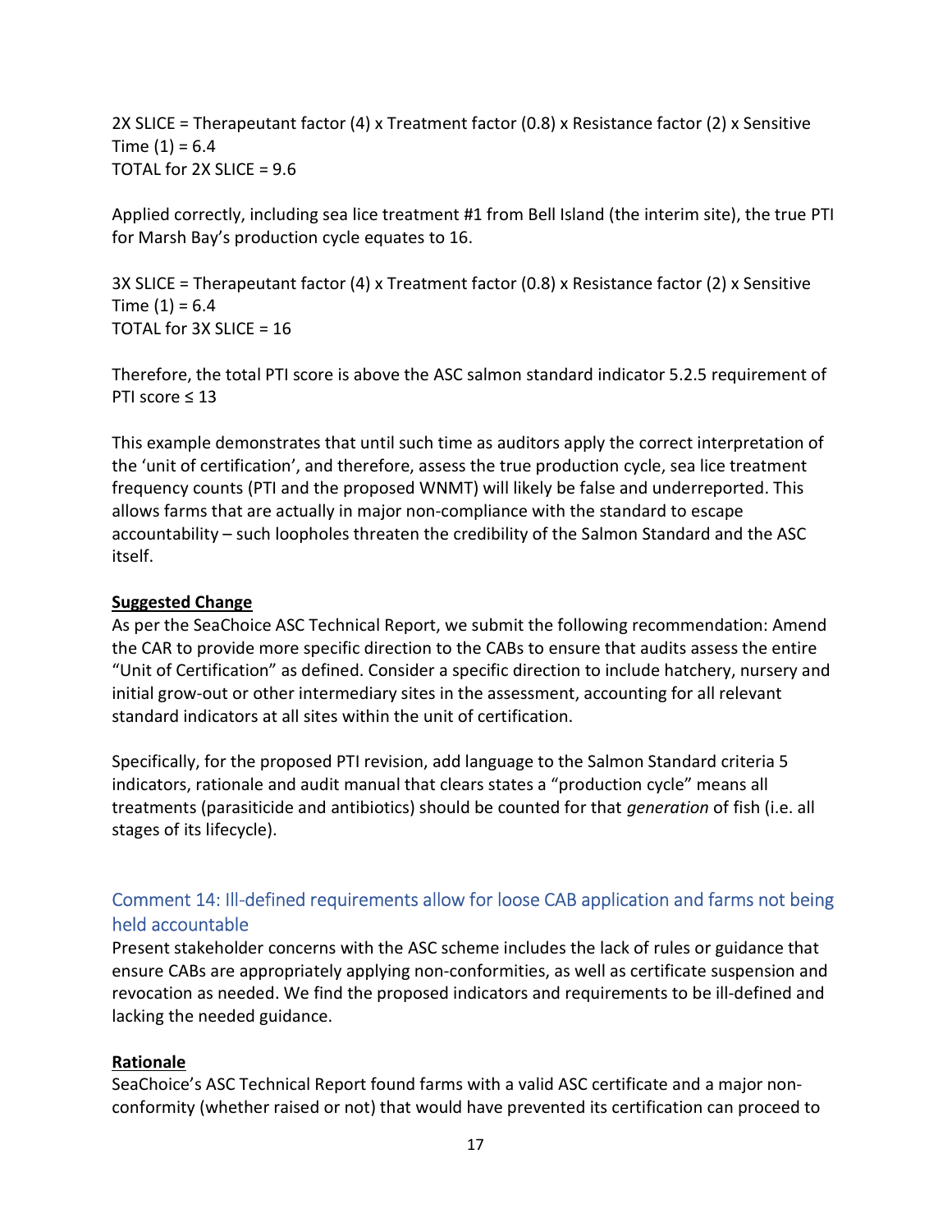2X SLICE = Therapeutant factor (4) x Treatment factor (0.8) x Resistance factor (2) x Sensitive Time (1) = 6.4
TOTAL for 2X SLICE = 9.6

Applied correctly, including sea lice treatment #1 from Bell Island (the interim site), the true PTI for Marsh Bay's production cycle equates to 16.

3X SLICE = Therapeutant factor (4) x Treatment factor (0.8) x Resistance factor (2) x Sensitive Time (1) = 6.4
TOTAL for 3X SLICE = 16

Therefore, the total PTI score is above the ASC salmon standard indicator 5.2.5 requirement of PTI score ≤ 13

This example demonstrates that until such time as auditors apply the correct interpretation of the 'unit of certification', and therefore, assess the true production cycle, sea lice treatment frequency counts (PTI and the proposed WNMT) will likely be false and underreported. This allows farms that are actually in major non-compliance with the standard to escape accountability – such loopholes threaten the credibility of the Salmon Standard and the ASC itself.

**Suggested Change**

As per the SeaChoice ASC Technical Report, we submit the following recommendation: Amend the CAR to provide more specific direction to the CABs to ensure that audits assess the entire "Unit of Certification" as defined. Consider a specific direction to include hatchery, nursery and initial grow-out or other intermediary sites in the assessment, accounting for all relevant standard indicators at all sites within the unit of certification.

Specifically, for the proposed PTI revision, add language to the Salmon Standard criteria 5 indicators, rationale and audit manual that clears states a "production cycle" means all treatments (parasiticide and antibiotics) should be counted for that *generation* of fish (i.e. all stages of its lifecycle).

## Comment 14: Ill-defined requirements allow for loose CAB application and farms not being held accountable

Present stakeholder concerns with the ASC scheme includes the lack of rules or guidance that ensure CABs are appropriately applying non-conformities, as well as certificate suspension and revocation as needed. We find the proposed indicators and requirements to be ill-defined and lacking the needed guidance.

**Rationale**

SeaChoice's ASC Technical Report found farms with a valid ASC certificate and a major non-conformity (whether raised or not) that would have prevented its certification can proceed to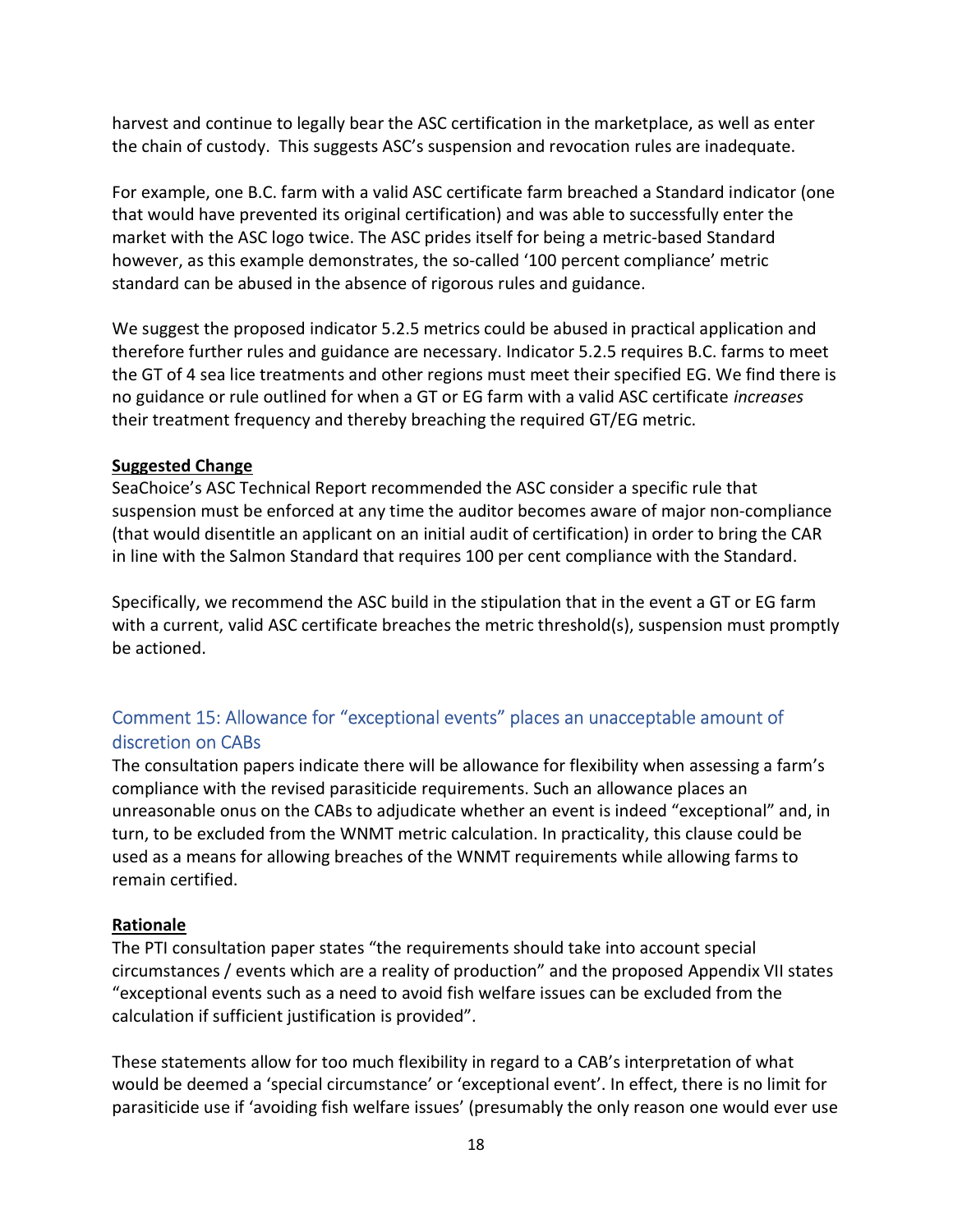harvest and continue to legally bear the ASC certification in the marketplace, as well as enter the chain of custody. This suggests ASC's suspension and revocation rules are inadequate.

For example, one B.C. farm with a valid ASC certificate farm breached a Standard indicator (one that would have prevented its original certification) and was able to successfully enter the market with the ASC logo twice. The ASC prides itself for being a metric-based Standard however, as this example demonstrates, the so-called '100 percent compliance' metric standard can be abused in the absence of rigorous rules and guidance.

We suggest the proposed indicator 5.2.5 metrics could be abused in practical application and therefore further rules and guidance are necessary. Indicator 5.2.5 requires B.C. farms to meet the GT of 4 sea lice treatments and other regions must meet their specified EG. We find there is no guidance or rule outlined for when a GT or EG farm with a valid ASC certificate *increases* their treatment frequency and thereby breaching the required GT/EG metric.

**Suggested Change**

SeaChoice's ASC Technical Report recommended the ASC consider a specific rule that suspension must be enforced at any time the auditor becomes aware of major non-compliance (that would disentitle an applicant on an initial audit of certification) in order to bring the CAR in line with the Salmon Standard that requires 100 per cent compliance with the Standard.

Specifically, we recommend the ASC build in the stipulation that in the event a GT or EG farm with a current, valid ASC certificate breaches the metric threshold(s), suspension must promptly be actioned.

## Comment 15: Allowance for "exceptional events" places an unacceptable amount of discretion on CABs

The consultation papers indicate there will be allowance for flexibility when assessing a farm's compliance with the revised parasiticide requirements. Such an allowance places an unreasonable onus on the CABs to adjudicate whether an event is indeed "exceptional" and, in turn, to be excluded from the WNMT metric calculation. In practicality, this clause could be used as a means for allowing breaches of the WNMT requirements while allowing farms to remain certified.

**Rationale**

The PTI consultation paper states "the requirements should take into account special circumstances / events which are a reality of production" and the proposed Appendix VII states "exceptional events such as a need to avoid fish welfare issues can be excluded from the calculation if sufficient justification is provided".

These statements allow for too much flexibility in regard to a CAB's interpretation of what would be deemed a 'special circumstance' or 'exceptional event'. In effect, there is no limit for parasiticide use if 'avoiding fish welfare issues' (presumably the only reason one would ever use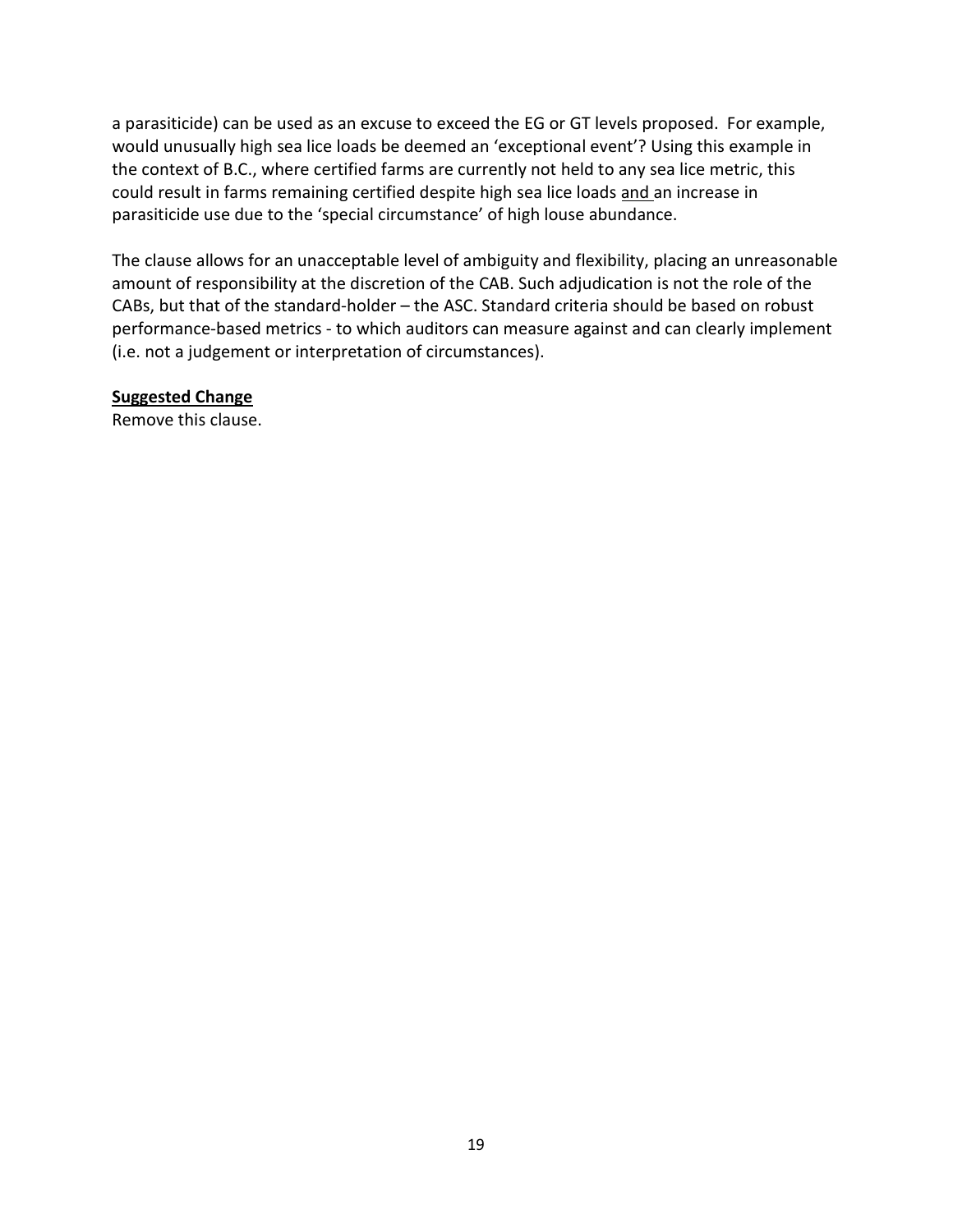a parasiticide) can be used as an excuse to exceed the EG or GT levels proposed. For example, would unusually high sea lice loads be deemed an 'exceptional event'? Using this example in the context of B.C., where certified farms are currently not held to any sea lice metric, this could result in farms remaining certified despite high sea lice loads <u>and</u> an increase in parasiticide use due to the 'special circumstance' of high louse abundance.

The clause allows for an unacceptable level of ambiguity and flexibility, placing an unreasonable amount of responsibility at the discretion of the CAB. Such adjudication is not the role of the CABs, but that of the standard-holder – the ASC. Standard criteria should be based on robust performance-based metrics - to which auditors can measure against and can clearly implement (i.e. not a judgement or interpretation of circumstances).

**<u>Suggested Change</u>**

Remove this clause.